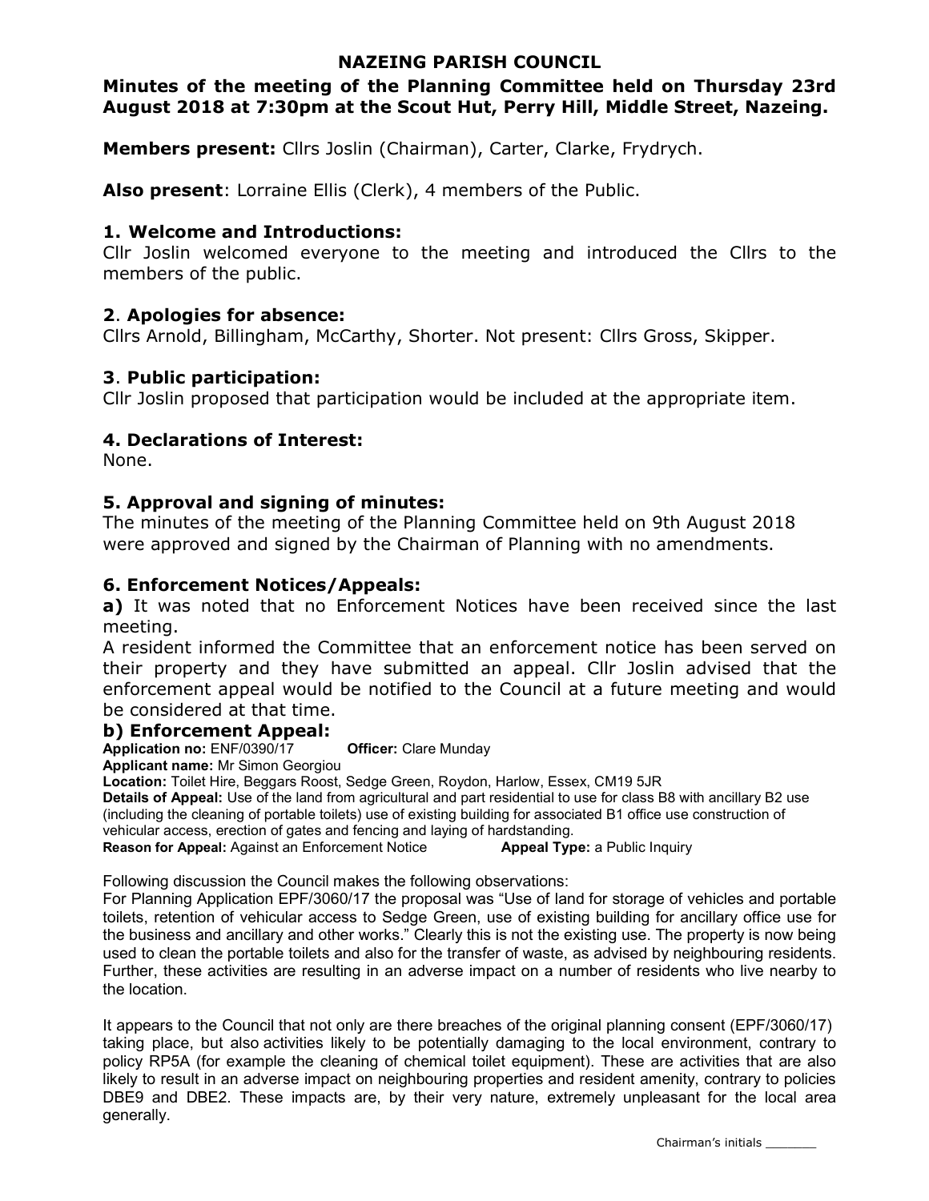# NAZEING PARISH COUNCIL

## Minutes of the meeting of the Planning Committee held on Thursday 23rd August 2018 at 7:30pm at the Scout Hut, Perry Hill, Middle Street, Nazeing.

**Members present:** Cllrs Joslin (Chairman), Carter, Clarke, Frydrych.

**Also present**: Lorraine Ellis (Clerk), 4 members of the Public.

### 1. Welcome and Introductions:

Cllr Joslin welcomed everyone to the meeting and introduced the Cllrs to the members of the public.

### 2. Apologies for absence:

Cllrs Arnold, Billingham, McCarthy, Shorter. Not present: Cllrs Gross, Skipper.

### 3. Public participation:

Cllr Joslin proposed that participation would be included at the appropriate item.

### 4. Declarations of Interest:

None.

### 5. Approval and signing of minutes:

The minutes of the meeting of the Planning Committee held on 9th August 2018 were approved and signed by the Chairman of Planning with no amendments.

### 6. Enforcement Notices/Appeals:

**a)** It was noted that no Enforcement Notices have been received since the last meeting.

A resident informed the Committee that an enforcement notice has been served on their property and they have submitted an appeal. Cllr Joslin advised that the enforcement appeal would be notified to the Council at a future meeting and would be considered at that time.

### b) Enforcement Appeal:

**Application no:** ENF/0390/17 **Officer:** Clare Munday

**Applicant name:** Mr Simon Georgiou

**Location:** Toilet Hire, Beggars Roost, Sedge Green, Roydon, Harlow, Essex, CM19 5JR

**Details of Appeal:** Use of the land from agricultural and part residential to use for class B8 with ancillary B2 use (including the cleaning of portable toilets) use of existing building for associated B1 office use construction of vehicular access, erection of gates and fencing and laying of hardstanding.

**Reason for Appeal:** Against an Enforcement Notice **Appeal Type:** a Public Inquiry

Following discussion the Council makes the following observations:

For Planning Application EPF/3060/17 the proposal was "Use of land for storage of vehicles and portable toilets, retention of vehicular access to Sedge Green, use of existing building for ancillary office use for the business and ancillary and other works." Clearly this is not the existing use. The property is now being used to clean the portable toilets and also for the transfer of waste, as advised by neighbouring residents. Further, these activities are resulting in an adverse impact on a number of residents who live nearby to the location.

It appears to the Council that not only are there breaches of the original planning consent (EPF/3060/17) taking place, but also activities likely to be potentially damaging to the local environment, contrary to policy RP5A (for example the cleaning of chemical toilet equipment). These are activities that are also likely to result in an adverse impact on neighbouring properties and resident amenity, contrary to policies DBE9 and DBE2. These impacts are, by their very nature, extremely unpleasant for the local area generally.

Chairman's initials _______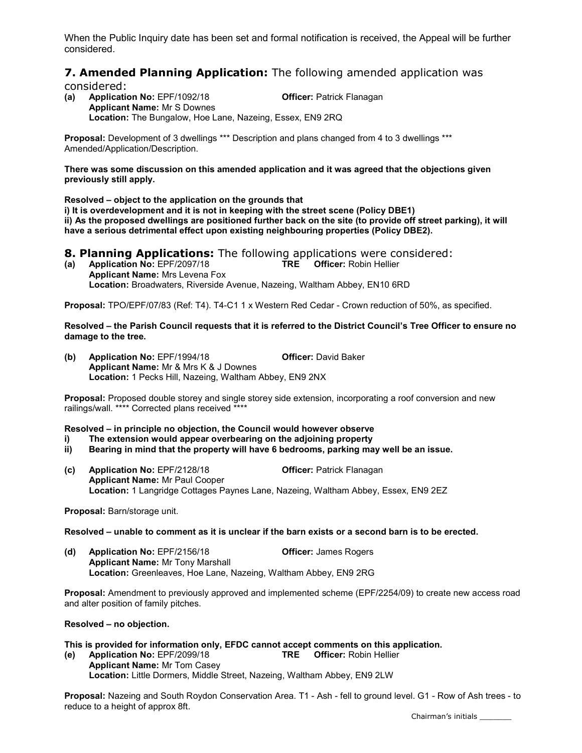When the Public Inquiry date has been set and formal notification is received, the Appeal will be further considered.

## 7. Amended Planning Application: The following amended application was considered:

**(a)** **Application No:** EPF/1092/18 **Officer:** Patrick Flanagan
**Applicant Name:** Mr S Downes
**Location:** The Bungalow, Hoe Lane, Nazeing, Essex, EN9 2RQ

**Proposal:** Development of 3 dwellings *** Description and plans changed from 4 to 3 dwellings *** Amended/Application/Description.

**There was some discussion on this amended application and it was agreed that the objections given previously still apply.**

**Resolved – object to the application on the grounds that**
**i) It is overdevelopment and it is not in keeping with the street scene (Policy DBE1)**
**ii) As the proposed dwellings are positioned further back on the site (to provide off street parking), it will have a serious detrimental effect upon existing neighbouring properties (Policy DBE2).**

## 8. Planning Applications: The following applications were considered:

**(a)** **Application No:** EPF/2097/18 **TRE** **Officer:** Robin Hellier
**Applicant Name:** Mrs Levena Fox
**Location:** Broadwaters, Riverside Avenue, Nazeing, Waltham Abbey, EN10 6RD

**Proposal:** TPO/EPF/07/83 (Ref: T4). T4-C1 1 x Western Red Cedar - Crown reduction of 50%, as specified.

**Resolved – the Parish Council requests that it is referred to the District Council's Tree Officer to ensure no damage to the tree.**

**(b)** **Application No:** EPF/1994/18 **Officer:** David Baker
**Applicant Name:** Mr & Mrs K & J Downes
**Location:** 1 Pecks Hill, Nazeing, Waltham Abbey, EN9 2NX

**Proposal:** Proposed double storey and single storey side extension, incorporating a roof conversion and new railings/wall. **** Corrected plans received ****

**Resolved – in principle no objection, the Council would however observe**
**i) The extension would appear overbearing on the adjoining property**
**ii) Bearing in mind that the property will have 6 bedrooms, parking may well be an issue.**

**(c)** **Application No:** EPF/2128/18 **Officer:** Patrick Flanagan
**Applicant Name:** Mr Paul Cooper
**Location:** 1 Langridge Cottages Paynes Lane, Nazeing, Waltham Abbey, Essex, EN9 2EZ

**Proposal:** Barn/storage unit.

**Resolved – unable to comment as it is unclear if the barn exists or a second barn is to be erected.**

**(d)** **Application No:** EPF/2156/18 **Officer:** James Rogers
**Applicant Name:** Mr Tony Marshall
**Location:** Greenleaves, Hoe Lane, Nazeing, Waltham Abbey, EN9 2RG

**Proposal:** Amendment to previously approved and implemented scheme (EPF/2254/09) to create new access road and alter position of family pitches.

**Resolved – no objection.**

**This is provided for information only, EFDC cannot accept comments on this application.**

**(e)** **Application No:** EPF/2099/18 **TRE** **Officer:** Robin Hellier
**Applicant Name:** Mr Tom Casey
**Location:** Little Dormers, Middle Street, Nazeing, Waltham Abbey, EN9 2LW

**Proposal:** Nazeing and South Roydon Conservation Area. T1 - Ash - fell to ground level. G1 - Row of Ash trees - to reduce to a height of approx 8ft.

Chairman's initials ________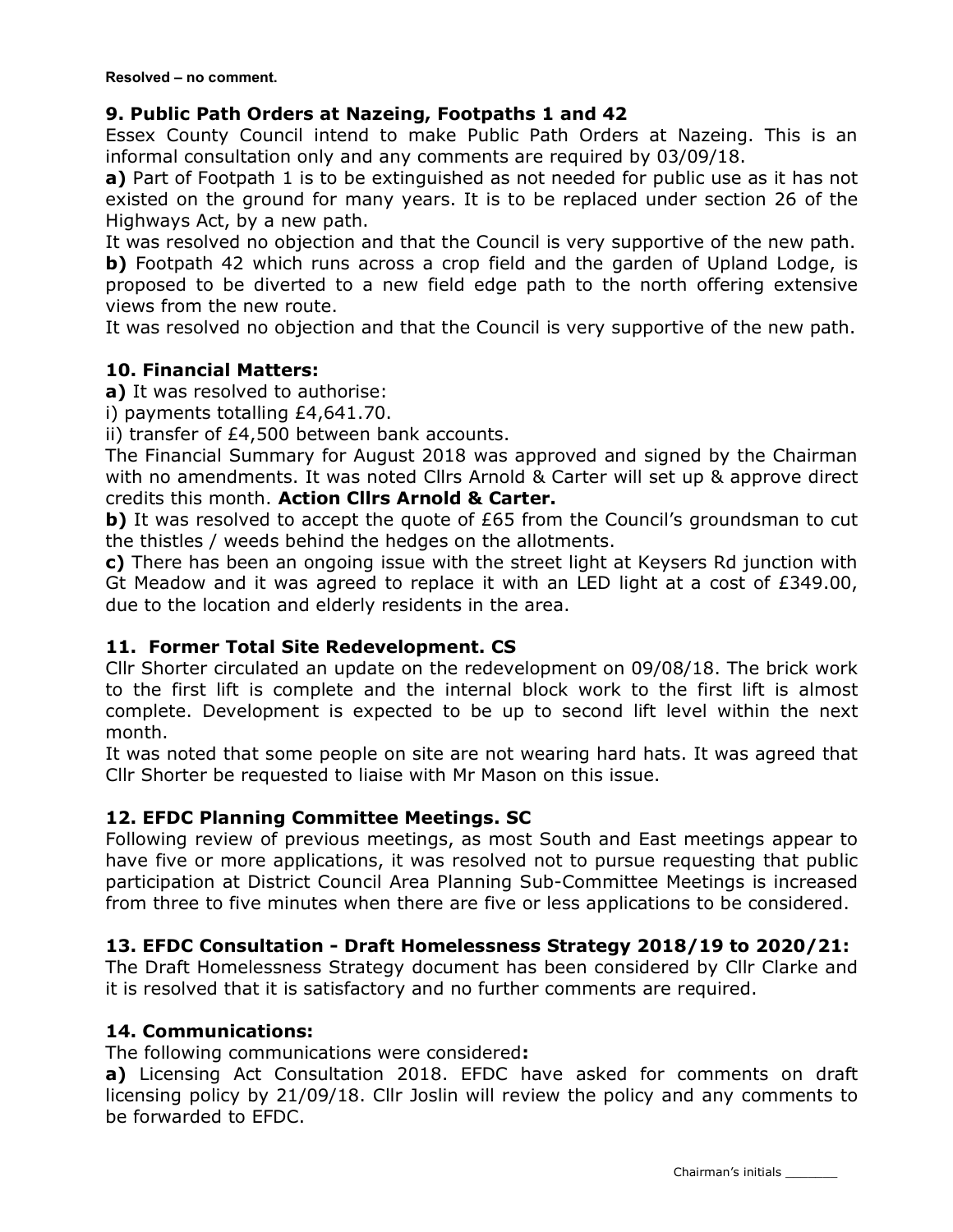**Resolved – no comment.**

### 9. Public Path Orders at Nazeing, Footpaths 1 and 42

Essex County Council intend to make Public Path Orders at Nazeing. This is an informal consultation only and any comments are required by 03/09/18.

**a)** Part of Footpath 1 is to be extinguished as not needed for public use as it has not existed on the ground for many years. It is to be replaced under section 26 of the Highways Act, by a new path.

It was resolved no objection and that the Council is very supportive of the new path.

**b)** Footpath 42 which runs across a crop field and the garden of Upland Lodge, is proposed to be diverted to a new field edge path to the north offering extensive views from the new route.

It was resolved no objection and that the Council is very supportive of the new path.

### 10. Financial Matters:

**a)** It was resolved to authorise:

i) payments totalling £4,641.70.

ii) transfer of £4,500 between bank accounts.

The Financial Summary for August 2018 was approved and signed by the Chairman with no amendments. It was noted Cllrs Arnold & Carter will set up & approve direct credits this month. **Action Cllrs Arnold & Carter.**

**b)** It was resolved to accept the quote of £65 from the Council's groundsman to cut the thistles / weeds behind the hedges on the allotments.

**c)** There has been an ongoing issue with the street light at Keysers Rd junction with Gt Meadow and it was agreed to replace it with an LED light at a cost of £349.00, due to the location and elderly residents in the area.

### 11. Former Total Site Redevelopment. CS

Cllr Shorter circulated an update on the redevelopment on 09/08/18. The brick work to the first lift is complete and the internal block work to the first lift is almost complete. Development is expected to be up to second lift level within the next month.

It was noted that some people on site are not wearing hard hats. It was agreed that Cllr Shorter be requested to liaise with Mr Mason on this issue.

### 12. EFDC Planning Committee Meetings. SC

Following review of previous meetings, as most South and East meetings appear to have five or more applications, it was resolved not to pursue requesting that public participation at District Council Area Planning Sub-Committee Meetings is increased from three to five minutes when there are five or less applications to be considered.

### 13. EFDC Consultation - Draft Homelessness Strategy 2018/19 to 2020/21:

The Draft Homelessness Strategy document has been considered by Cllr Clarke and it is resolved that it is satisfactory and no further comments are required.

### 14. Communications:

The following communications were considered**:**

**a)** Licensing Act Consultation 2018. EFDC have asked for comments on draft licensing policy by 21/09/18. Cllr Joslin will review the policy and any comments to be forwarded to EFDC.

Chairman's initials _______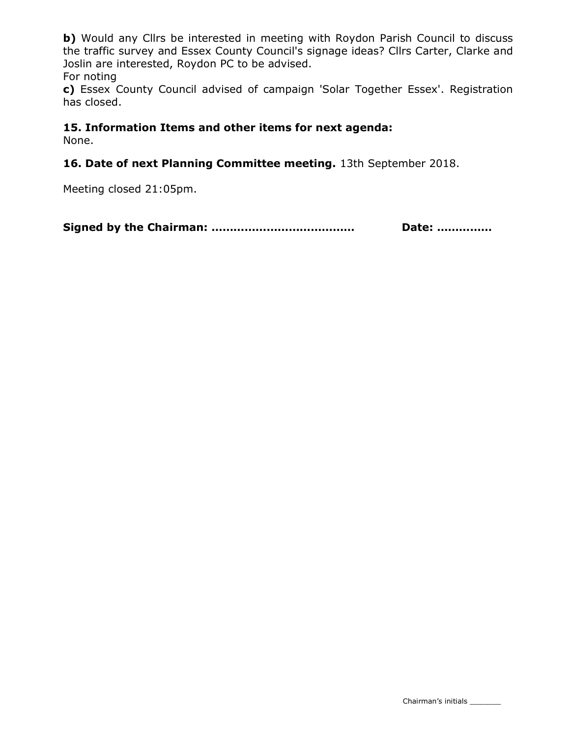**b)** Would any Cllrs be interested in meeting with Roydon Parish Council to discuss the traffic survey and Essex County Council's signage ideas? Cllrs Carter, Clarke and Joslin are interested, Roydon PC to be advised.

For noting

**c)** Essex County Council advised of campaign 'Solar Together Essex'. Registration has closed.

**15. Information Items and other items for next agenda:**
None.

**16. Date of next Planning Committee meeting.** 13th September 2018.

Meeting closed 21:05pm.

**Signed by the Chairman: ……………………………….. Date: ……………**

Chairman's initials _______